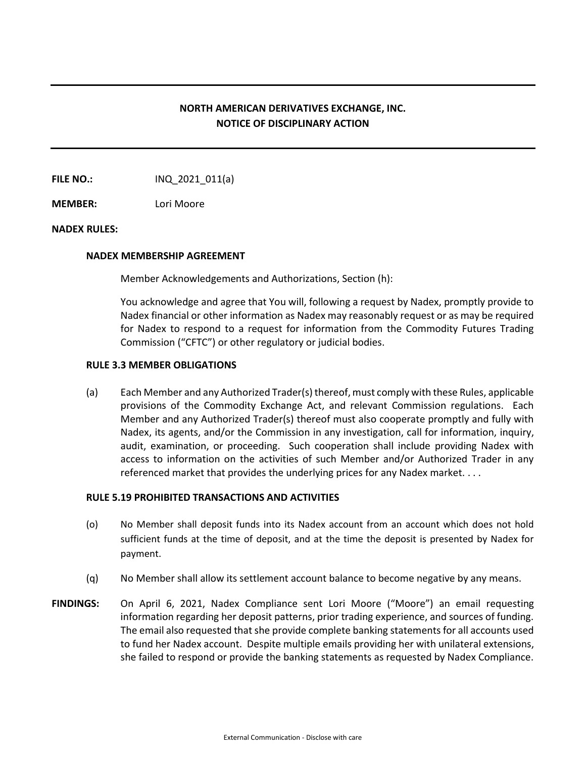# NORTH AMERICAN DERIVATIVES EXCHANGE, INC.
## NOTICE OF DISCIPLINARY ACTION

**FILE NO.:** INQ_2021_011(a)

**MEMBER:** Lori Moore

**NADEX RULES:**

**NADEX MEMBERSHIP AGREEMENT**

Member Acknowledgements and Authorizations, Section (h):

You acknowledge and agree that You will, following a request by Nadex, promptly provide to Nadex financial or other information as Nadex may reasonably request or as may be required for Nadex to respond to a request for information from the Commodity Futures Trading Commission ("CFTC") or other regulatory or judicial bodies.

**RULE 3.3 MEMBER OBLIGATIONS**

(a) Each Member and any Authorized Trader(s) thereof, must comply with these Rules, applicable provisions of the Commodity Exchange Act, and relevant Commission regulations. Each Member and any Authorized Trader(s) thereof must also cooperate promptly and fully with Nadex, its agents, and/or the Commission in any investigation, call for information, inquiry, audit, examination, or proceeding. Such cooperation shall include providing Nadex with access to information on the activities of such Member and/or Authorized Trader in any referenced market that provides the underlying prices for any Nadex market. . . .

**RULE 5.19 PROHIBITED TRANSACTIONS AND ACTIVITIES**

(o) No Member shall deposit funds into its Nadex account from an account which does not hold sufficient funds at the time of deposit, and at the time the deposit is presented by Nadex for payment.

(q) No Member shall allow its settlement account balance to become negative by any means.

**FINDINGS:** On April 6, 2021, Nadex Compliance sent Lori Moore ("Moore") an email requesting information regarding her deposit patterns, prior trading experience, and sources of funding. The email also requested that she provide complete banking statements for all accounts used to fund her Nadex account. Despite multiple emails providing her with unilateral extensions, she failed to respond or provide the banking statements as requested by Nadex Compliance.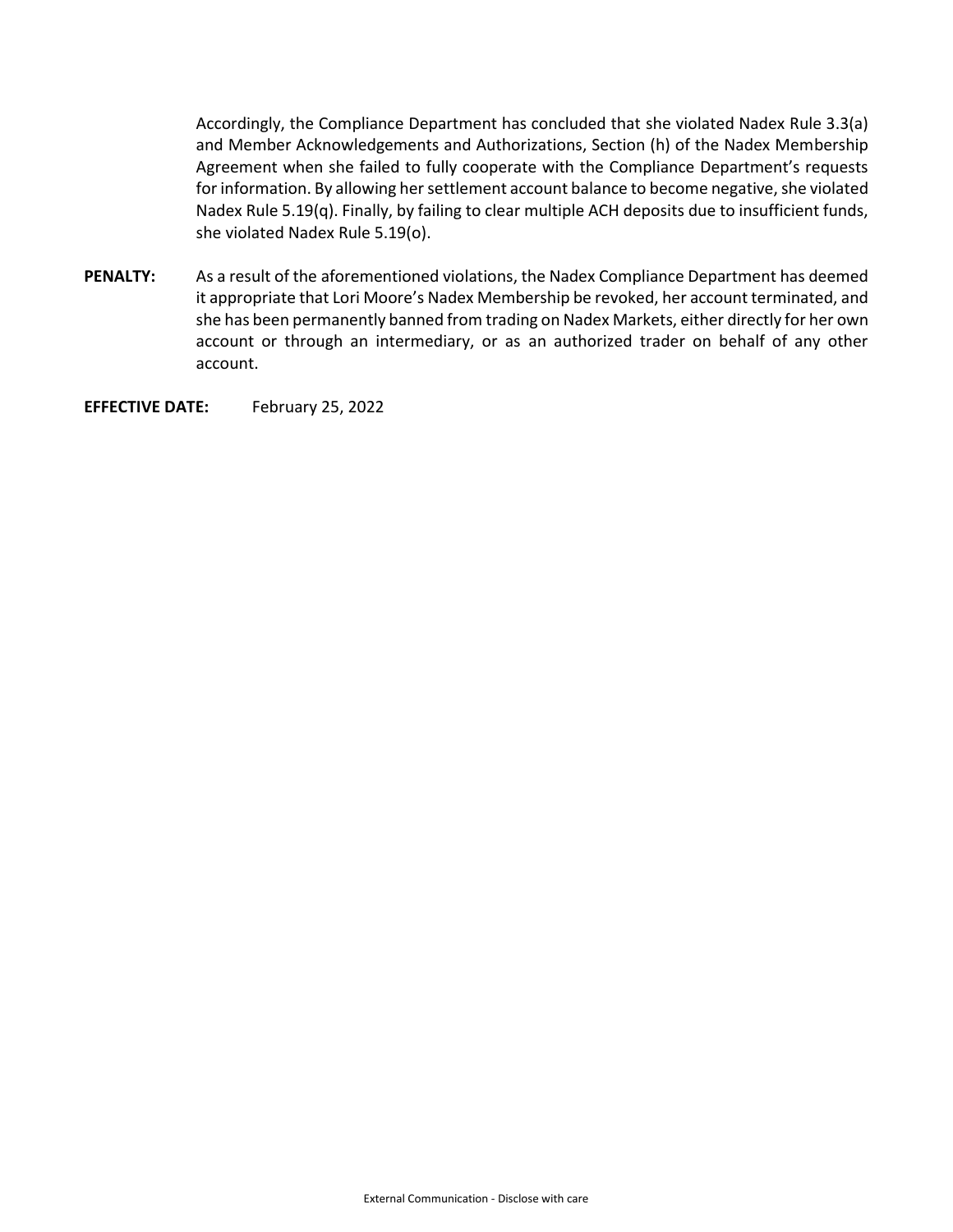Accordingly, the Compliance Department has concluded that she violated Nadex Rule 3.3(a) and Member Acknowledgements and Authorizations, Section (h) of the Nadex Membership Agreement when she failed to fully cooperate with the Compliance Department's requests for information. By allowing her settlement account balance to become negative, she violated Nadex Rule 5.19(q). Finally, by failing to clear multiple ACH deposits due to insufficient funds, she violated Nadex Rule 5.19(o).

**PENALTY:** As a result of the aforementioned violations, the Nadex Compliance Department has deemed it appropriate that Lori Moore's Nadex Membership be revoked, her account terminated, and she has been permanently banned from trading on Nadex Markets, either directly for her own account or through an intermediary, or as an authorized trader on behalf of any other account.

**EFFECTIVE DATE:** February 25, 2022

External Communication - Disclose with care